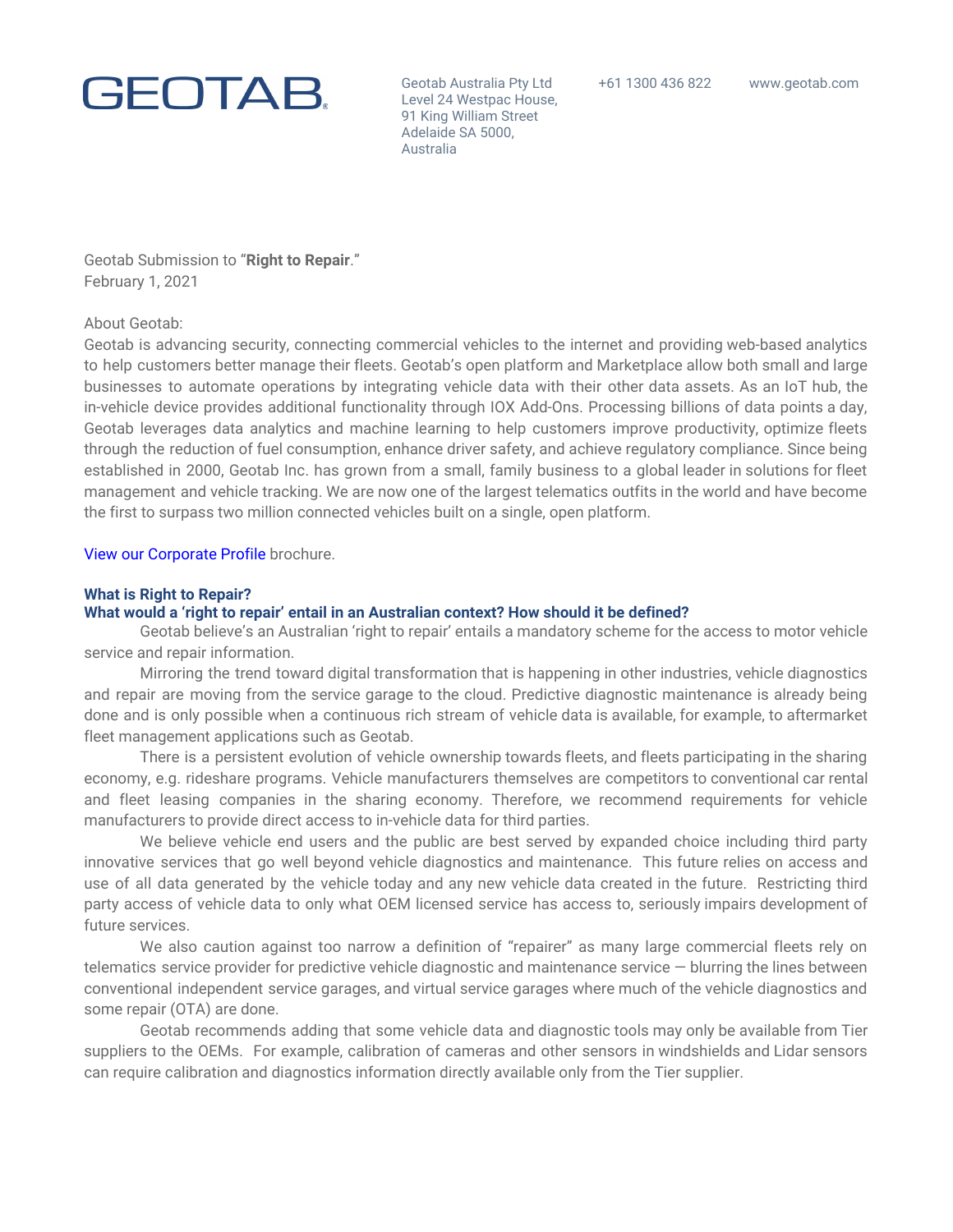GEOTAB

Geotab Australia Pty Ltd
Level 24 Westpac House,
91 King William Street
Adelaide SA 5000,
Australia

+61 1300 436 822

www.geotab.com

Geotab Submission to "**Right to Repair**."
February 1, 2021

About Geotab:
Geotab is advancing security, connecting commercial vehicles to the internet and providing web-based analytics to help customers better manage their fleets. Geotab's open platform and Marketplace allow both small and large businesses to automate operations by integrating vehicle data with their other data assets. As an IoT hub, the in-vehicle device provides additional functionality through IOX Add-Ons. Processing billions of data points a day, Geotab leverages data analytics and machine learning to help customers improve productivity, optimize fleets through the reduction of fuel consumption, enhance driver safety, and achieve regulatory compliance. Since being established in 2000, Geotab Inc. has grown from a small, family business to a global leader in solutions for fleet management and vehicle tracking. We are now one of the largest telematics outfits in the world and have become the first to surpass two million connected vehicles built on a single, open platform.

View our Corporate Profile brochure.

**What is Right to Repair?**
**What would a 'right to repair' entail in an Australian context? How should it be defined?**

Geotab believe's an Australian 'right to repair' entails a mandatory scheme for the access to motor vehicle service and repair information.

Mirroring the trend toward digital transformation that is happening in other industries, vehicle diagnostics and repair are moving from the service garage to the cloud. Predictive diagnostic maintenance is already being done and is only possible when a continuous rich stream of vehicle data is available, for example, to aftermarket fleet management applications such as Geotab.

There is a persistent evolution of vehicle ownership towards fleets, and fleets participating in the sharing economy, e.g. rideshare programs. Vehicle manufacturers themselves are competitors to conventional car rental and fleet leasing companies in the sharing economy. Therefore, we recommend requirements for vehicle manufacturers to provide direct access to in-vehicle data for third parties.

We believe vehicle end users and the public are best served by expanded choice including third party innovative services that go well beyond vehicle diagnostics and maintenance. This future relies on access and use of all data generated by the vehicle today and any new vehicle data created in the future. Restricting third party access of vehicle data to only what OEM licensed service has access to, seriously impairs development of future services.

We also caution against too narrow a definition of "repairer" as many large commercial fleets rely on telematics service provider for predictive vehicle diagnostic and maintenance service — blurring the lines between conventional independent service garages, and virtual service garages where much of the vehicle diagnostics and some repair (OTA) are done.

Geotab recommends adding that some vehicle data and diagnostic tools may only be available from Tier suppliers to the OEMs. For example, calibration of cameras and other sensors in windshields and Lidar sensors can require calibration and diagnostics information directly available only from the Tier supplier.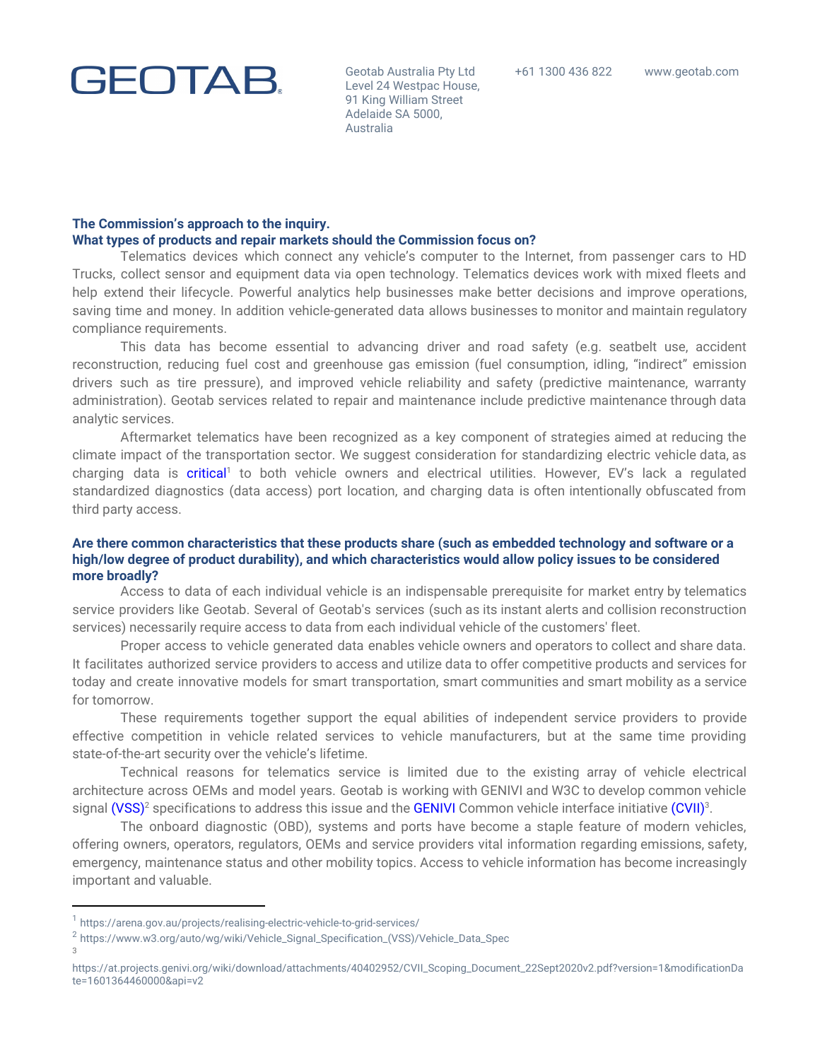**GEOTAB**

Geotab Australia Pty Ltd
Level 24 Westpac House,
91 King William Street
Adelaide SA 5000,
Australia

+61 1300 436 822

www.geotab.com

### The Commission's approach to the inquiry.

### What types of products and repair markets should the Commission focus on?

Telematics devices which connect any vehicle's computer to the Internet, from passenger cars to HD Trucks, collect sensor and equipment data via open technology. Telematics devices work with mixed fleets and help extend their lifecycle. Powerful analytics help businesses make better decisions and improve operations, saving time and money. In addition vehicle-generated data allows businesses to monitor and maintain regulatory compliance requirements.

This data has become essential to advancing driver and road safety (e.g. seatbelt use, accident reconstruction, reducing fuel cost and greenhouse gas emission (fuel consumption, idling, "indirect" emission drivers such as tire pressure), and improved vehicle reliability and safety (predictive maintenance, warranty administration). Geotab services related to repair and maintenance include predictive maintenance through data analytic services.

Aftermarket telematics have been recognized as a key component of strategies aimed at reducing the climate impact of the transportation sector. We suggest consideration for standardizing electric vehicle data, as charging data is critical[1] to both vehicle owners and electrical utilities. However, EV's lack a regulated standardized diagnostics (data access) port location, and charging data is often intentionally obfuscated from third party access.

### Are there common characteristics that these products share (such as embedded technology and software or a high/low degree of product durability), and which characteristics would allow policy issues to be considered more broadly?

Access to data of each individual vehicle is an indispensable prerequisite for market entry by telematics service providers like Geotab. Several of Geotab's services (such as its instant alerts and collision reconstruction services) necessarily require access to data from each individual vehicle of the customers' fleet.

Proper access to vehicle generated data enables vehicle owners and operators to collect and share data. It facilitates authorized service providers to access and utilize data to offer competitive products and services for today and create innovative models for smart transportation, smart communities and smart mobility as a service for tomorrow.

These requirements together support the equal abilities of independent service providers to provide effective competition in vehicle related services to vehicle manufacturers, but at the same time providing state-of-the-art security over the vehicle's lifetime.

Technical reasons for telematics service is limited due to the existing array of vehicle electrical architecture across OEMs and model years. Geotab is working with GENIVI and W3C to develop common vehicle signal (VSS)[2] specifications to address this issue and the GENIVI Common vehicle interface initiative (CVII)[3].

The onboard diagnostic (OBD), systems and ports have become a staple feature of modern vehicles, offering owners, operators, regulators, OEMs and service providers vital information regarding emissions, safety, emergency, maintenance status and other mobility topics. Access to vehicle information has become increasingly important and valuable.

---

[1] https://arena.gov.au/projects/realising-electric-vehicle-to-grid-services/

[2] https://www.w3.org/auto/wg/wiki/Vehicle_Signal_Specification_(VSS)/Vehicle_Data_Spec

[3] https://at.projects.genivi.org/wiki/download/attachments/40402952/CVII_Scoping_Document_22Sept2020v2.pdf?version=1&modificationDate=1601364460000&api=v2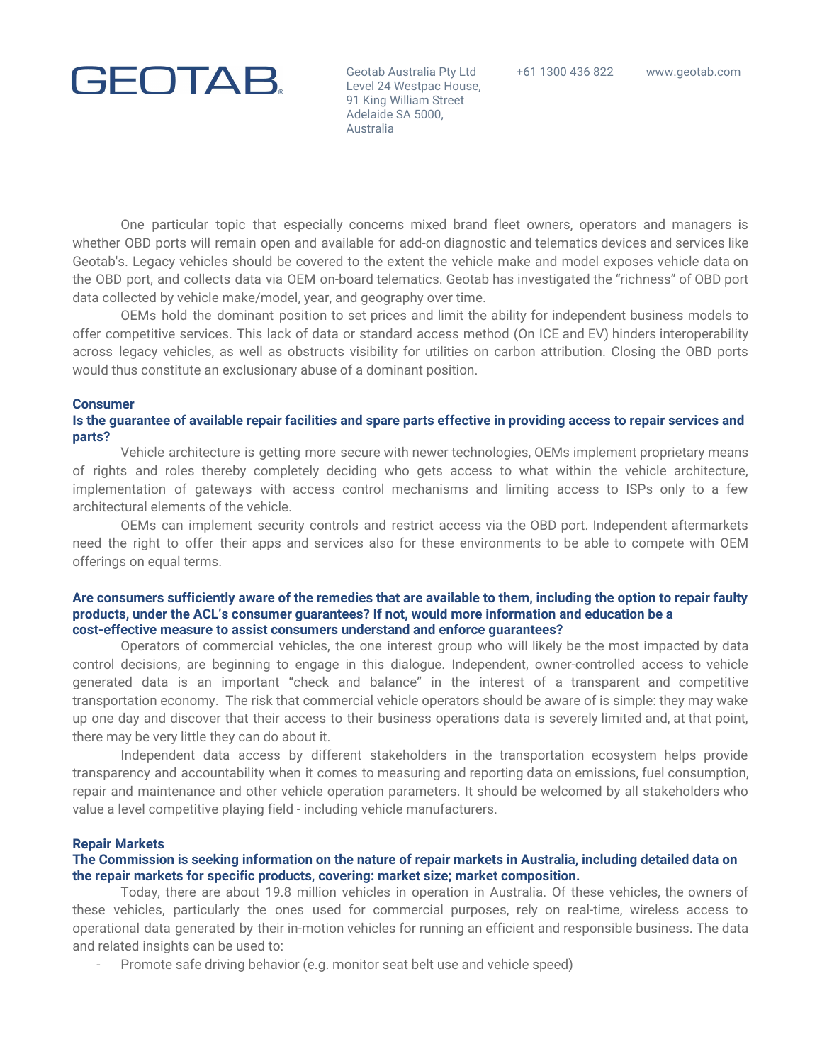One particular topic that especially concerns mixed brand fleet owners, operators and managers is whether OBD ports will remain open and available for add-on diagnostic and telematics devices and services like Geotab's. Legacy vehicles should be covered to the extent the vehicle make and model exposes vehicle data on the OBD port, and collects data via OEM on-board telematics. Geotab has investigated the "richness" of OBD port data collected by vehicle make/model, year, and geography over time.

OEMs hold the dominant position to set prices and limit the ability for independent business models to offer competitive services. This lack of data or standard access method (On ICE and EV) hinders interoperability across legacy vehicles, as well as obstructs visibility for utilities on carbon attribution. Closing the OBD ports would thus constitute an exclusionary abuse of a dominant position.

### Consumer

**Is the guarantee of available repair facilities and spare parts effective in providing access to repair services and parts?**

Vehicle architecture is getting more secure with newer technologies, OEMs implement proprietary means of rights and roles thereby completely deciding who gets access to what within the vehicle architecture, implementation of gateways with access control mechanisms and limiting access to ISPs only to a few architectural elements of the vehicle.

OEMs can implement security controls and restrict access via the OBD port. Independent aftermarkets need the right to offer their apps and services also for these environments to be able to compete with OEM offerings on equal terms.

**Are consumers sufficiently aware of the remedies that are available to them, including the option to repair faulty products, under the ACL's consumer guarantees? If not, would more information and education be a cost-effective measure to assist consumers understand and enforce guarantees?**

Operators of commercial vehicles, the one interest group who will likely be the most impacted by data control decisions, are beginning to engage in this dialogue. Independent, owner-controlled access to vehicle generated data is an important "check and balance" in the interest of a transparent and competitive transportation economy. The risk that commercial vehicle operators should be aware of is simple: they may wake up one day and discover that their access to their business operations data is severely limited and, at that point, there may be very little they can do about it.

Independent data access by different stakeholders in the transportation ecosystem helps provide transparency and accountability when it comes to measuring and reporting data on emissions, fuel consumption, repair and maintenance and other vehicle operation parameters. It should be welcomed by all stakeholders who value a level competitive playing field - including vehicle manufacturers.

### Repair Markets

**The Commission is seeking information on the nature of repair markets in Australia, including detailed data on the repair markets for specific products, covering: market size; market composition.**

Today, there are about 19.8 million vehicles in operation in Australia. Of these vehicles, the owners of these vehicles, particularly the ones used for commercial purposes, rely on real-time, wireless access to operational data generated by their in-motion vehicles for running an efficient and responsible business. The data and related insights can be used to:

- Promote safe driving behavior (e.g. monitor seat belt use and vehicle speed)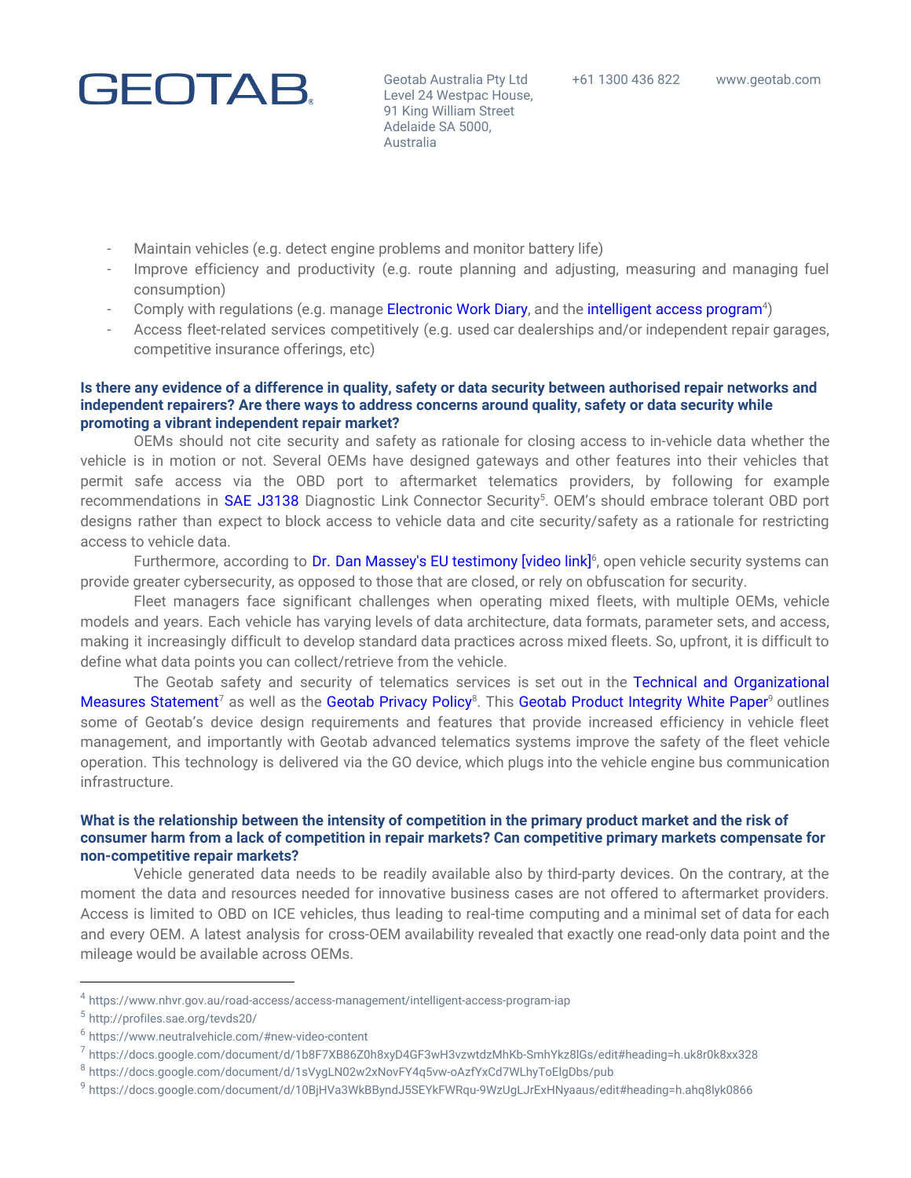- Maintain vehicles (e.g. detect engine problems and monitor battery life)
- Improve efficiency and productivity (e.g. route planning and adjusting, measuring and managing fuel consumption)
- Comply with regulations (e.g. manage Electronic Work Diary, and the intelligent access program[4])
- Access fleet-related services competitively (e.g. used car dealerships and/or independent repair garages, competitive insurance offerings, etc)

**Is there any evidence of a difference in quality, safety or data security between authorised repair networks and independent repairers? Are there ways to address concerns around quality, safety or data security while promoting a vibrant independent repair market?**

OEMs should not cite security and safety as rationale for closing access to in-vehicle data whether the vehicle is in motion or not. Several OEMs have designed gateways and other features into their vehicles that permit safe access via the OBD port to aftermarket telematics providers, by following for example recommendations in SAE J3138 Diagnostic Link Connector Security[5]. OEM's should embrace tolerant OBD port designs rather than expect to block access to vehicle data and cite security/safety as a rationale for restricting access to vehicle data.

Furthermore, according to Dr. Dan Massey's EU testimony [video link][6], open vehicle security systems can provide greater cybersecurity, as opposed to those that are closed, or rely on obfuscation for security.

Fleet managers face significant challenges when operating mixed fleets, with multiple OEMs, vehicle models and years. Each vehicle has varying levels of data architecture, data formats, parameter sets, and access, making it increasingly difficult to develop standard data practices across mixed fleets. So, upfront, it is difficult to define what data points you can collect/retrieve from the vehicle.

The Geotab safety and security of telematics services is set out in the Technical and Organizational Measures Statement[7] as well as the Geotab Privacy Policy[8]. This Geotab Product Integrity White Paper[9] outlines some of Geotab's device design requirements and features that provide increased efficiency in vehicle fleet management, and importantly with Geotab advanced telematics systems improve the safety of the fleet vehicle operation. This technology is delivered via the GO device, which plugs into the vehicle engine bus communication infrastructure.

**What is the relationship between the intensity of competition in the primary product market and the risk of consumer harm from a lack of competition in repair markets? Can competitive primary markets compensate for non-competitive repair markets?**

Vehicle generated data needs to be readily available also by third-party devices. On the contrary, at the moment the data and resources needed for innovative business cases are not offered to aftermarket providers. Access is limited to OBD on ICE vehicles, thus leading to real-time computing and a minimal set of data for each and every OEM. A latest analysis for cross-OEM availability revealed that exactly one read-only data point and the mileage would be available across OEMs.

---

[4] https://www.nhvr.gov.au/road-access/access-management/intelligent-access-program-iap

[5] http://profiles.sae.org/tevds20/

[6] https://www.neutralvehicle.com/#new-video-content

[7] https://docs.google.com/document/d/1b8F7XB86Z0h8xyD4GF3wH3vzwtdzMhKb-SmhYkz8lGs/edit#heading=h.uk8r0k8xx328

[8] https://docs.google.com/document/d/1sVygLN02w2xNovFY4q5vw-oAzfYxCd7WLhyToElgDbs/pub

[9] https://docs.google.com/document/d/10BjHVa3WkBByndJ5SEYkFWRqu-9WzUgLJrExHNyaaus/edit#heading=h.ahq8lyk0866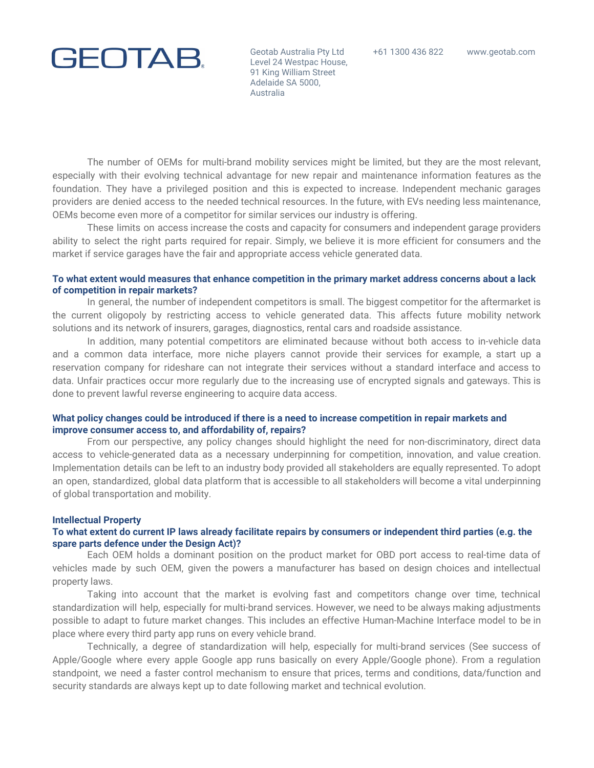The number of OEMs for multi-brand mobility services might be limited, but they are the most relevant, especially with their evolving technical advantage for new repair and maintenance information features as the foundation. They have a privileged position and this is expected to increase. Independent mechanic garages providers are denied access to the needed technical resources. In the future, with EVs needing less maintenance, OEMs become even more of a competitor for similar services our industry is offering.

These limits on access increase the costs and capacity for consumers and independent garage providers ability to select the right parts required for repair. Simply, we believe it is more efficient for consumers and the market if service garages have the fair and appropriate access vehicle generated data.

**To what extent would measures that enhance competition in the primary market address concerns about a lack of competition in repair markets?**

In general, the number of independent competitors is small. The biggest competitor for the aftermarket is the current oligopoly by restricting access to vehicle generated data. This affects future mobility network solutions and its network of insurers, garages, diagnostics, rental cars and roadside assistance.

In addition, many potential competitors are eliminated because without both access to in-vehicle data and a common data interface, more niche players cannot provide their services for example, a start up a reservation company for rideshare can not integrate their services without a standard interface and access to data. Unfair practices occur more regularly due to the increasing use of encrypted signals and gateways. This is done to prevent lawful reverse engineering to acquire data access.

**What policy changes could be introduced if there is a need to increase competition in repair markets and improve consumer access to, and affordability of, repairs?**

From our perspective, any policy changes should highlight the need for non-discriminatory, direct data access to vehicle-generated data as a necessary underpinning for competition, innovation, and value creation. Implementation details can be left to an industry body provided all stakeholders are equally represented. To adopt an open, standardized, global data platform that is accessible to all stakeholders will become a vital underpinning of global transportation and mobility.

**Intellectual Property**

**To what extent do current IP laws already facilitate repairs by consumers or independent third parties (e.g. the spare parts defence under the Design Act)?**

Each OEM holds a dominant position on the product market for OBD port access to real-time data of vehicles made by such OEM, given the powers a manufacturer has based on design choices and intellectual property laws.

Taking into account that the market is evolving fast and competitors change over time, technical standardization will help, especially for multi-brand services. However, we need to be always making adjustments possible to adapt to future market changes. This includes an effective Human-Machine Interface model to be in place where every third party app runs on every vehicle brand.

Technically, a degree of standardization will help, especially for multi-brand services (See success of Apple/Google where every apple Google app runs basically on every Apple/Google phone). From a regulation standpoint, we need a faster control mechanism to ensure that prices, terms and conditions, data/function and security standards are always kept up to date following market and technical evolution.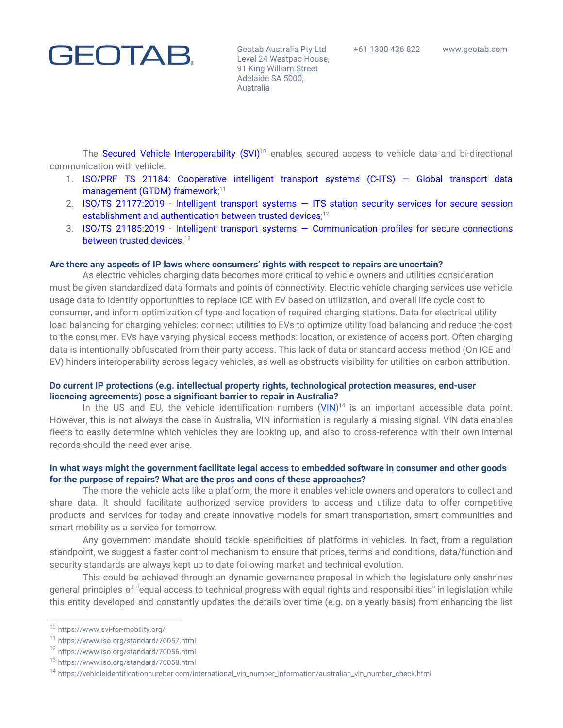The Secured Vehicle Interoperability (SVI)[10] enables secured access to vehicle data and bi-directional communication with vehicle:

1. ISO/PRF TS 21184: Cooperative intelligent transport systems (C-ITS) — Global transport data management (GTDM) framework;[11]
2. ISO/TS 21177:2019 - Intelligent transport systems — ITS station security services for secure session establishment and authentication between trusted devices;[12]
3. ISO/TS 21185:2019 - Intelligent transport systems — Communication profiles for secure connections between trusted devices.[13]

**Are there any aspects of IP laws where consumers' rights with respect to repairs are uncertain?**

As electric vehicles charging data becomes more critical to vehicle owners and utilities consideration must be given standardized data formats and points of connectivity. Electric vehicle charging services use vehicle usage data to identify opportunities to replace ICE with EV based on utilization, and overall life cycle cost to consumer, and inform optimization of type and location of required charging stations. Data for electrical utility load balancing for charging vehicles: connect utilities to EVs to optimize utility load balancing and reduce the cost to the consumer. EVs have varying physical access methods: location, or existence of access port. Often charging data is intentionally obfuscated from their party access. This lack of data or standard access method (On ICE and EV) hinders interoperability across legacy vehicles, as well as obstructs visibility for utilities on carbon attribution.

**Do current IP protections (e.g. intellectual property rights, technological protection measures, end-user licencing agreements) pose a significant barrier to repair in Australia?**

In the US and EU, the vehicle identification numbers (VIN)[14] is an important accessible data point. However, this is not always the case in Australia, VIN information is regularly a missing signal. VIN data enables fleets to easily determine which vehicles they are looking up, and also to cross-reference with their own internal records should the need ever arise.

**In what ways might the government facilitate legal access to embedded software in consumer and other goods for the purpose of repairs? What are the pros and cons of these approaches?**

The more the vehicle acts like a platform, the more it enables vehicle owners and operators to collect and share data. It should facilitate authorized service providers to access and utilize data to offer competitive products and services for today and create innovative models for smart transportation, smart communities and smart mobility as a service for tomorrow.

Any government mandate should tackle specificities of platforms in vehicles. In fact, from a regulation standpoint, we suggest a faster control mechanism to ensure that prices, terms and conditions, data/function and security standards are always kept up to date following market and technical evolution.

This could be achieved through an dynamic governance proposal in which the legislature only enshrines general principles of "equal access to technical progress with equal rights and responsibilities" in legislation while this entity developed and constantly updates the details over time (e.g. on a yearly basis) from enhancing the list

[10] https://www.svi-for-mobility.org/

[11] https://www.iso.org/standard/70057.html

[12] https://www.iso.org/standard/70056.html

[13] https://www.iso.org/standard/70058.html

[14] https://vehicleidentificationnumber.com/international_vin_number_information/australian_vin_number_check.html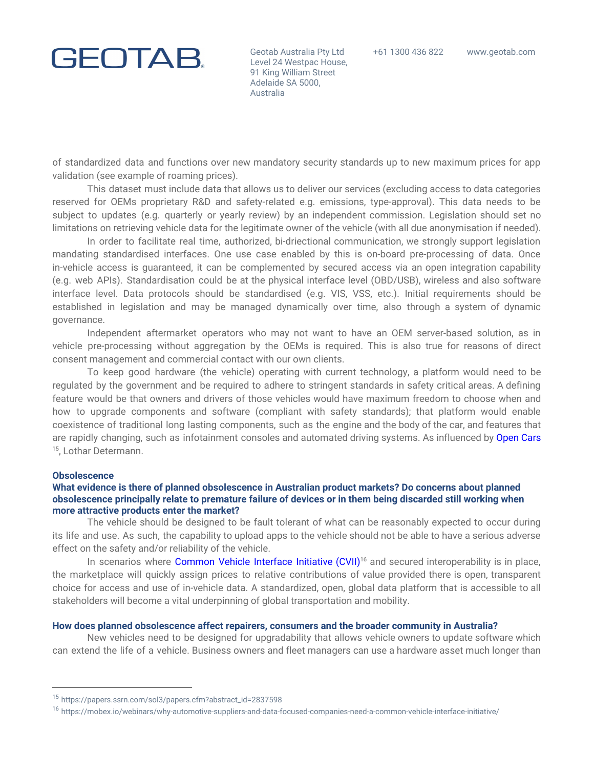of standardized data and functions over new mandatory security standards up to new maximum prices for app validation (see example of roaming prices).

This dataset must include data that allows us to deliver our services (excluding access to data categories reserved for OEMs proprietary R&D and safety-related e.g. emissions, type-approval). This data needs to be subject to updates (e.g. quarterly or yearly review) by an independent commission. Legislation should set no limitations on retrieving vehicle data for the legitimate owner of the vehicle (with all due anonymisation if needed).

In order to facilitate real time, authorized, bi-driectional communication, we strongly support legislation mandating standardised interfaces. One use case enabled by this is on-board pre-processing of data. Once in-vehicle access is guaranteed, it can be complemented by secured access via an open integration capability (e.g. web APIs). Standardisation could be at the physical interface level (OBD/USB), wireless and also software interface level. Data protocols should be standardised (e.g. VIS, VSS, etc.). Initial requirements should be established in legislation and may be managed dynamically over time, also through a system of dynamic governance.

Independent aftermarket operators who may not want to have an OEM server-based solution, as in vehicle pre-processing without aggregation by the OEMs is required. This is also true for reasons of direct consent management and commercial contact with our own clients.

To keep good hardware (the vehicle) operating with current technology, a platform would need to be regulated by the government and be required to adhere to stringent standards in safety critical areas. A defining feature would be that owners and drivers of those vehicles would have maximum freedom to choose when and how to upgrade components and software (compliant with safety standards); that platform would enable coexistence of traditional long lasting components, such as the engine and the body of the car, and features that are rapidly changing, such as infotainment consoles and automated driving systems. As influenced by Open Cars [15], Lothar Determann.

### Obsolescence

**What evidence is there of planned obsolescence in Australian product markets? Do concerns about planned obsolescence principally relate to premature failure of devices or in them being discarded still working when more attractive products enter the market?**

The vehicle should be designed to be fault tolerant of what can be reasonably expected to occur during its life and use. As such, the capability to upload apps to the vehicle should not be able to have a serious adverse effect on the safety and/or reliability of the vehicle.

In scenarios where Common Vehicle Interface Initiative (CVII)[16] and secured interoperability is in place, the marketplace will quickly assign prices to relative contributions of value provided there is open, transparent choice for access and use of in-vehicle data. A standardized, open, global data platform that is accessible to all stakeholders will become a vital underpinning of global transportation and mobility.

**How does planned obsolescence affect repairers, consumers and the broader community in Australia?**

New vehicles need to be designed for upgradability that allows vehicle owners to update software which can extend the life of a vehicle. Business owners and fleet managers can use a hardware asset much longer than

---

[15] https://papers.ssrn.com/sol3/papers.cfm?abstract_id=2837598

[16] https://mobex.io/webinars/why-automotive-suppliers-and-data-focused-companies-need-a-common-vehicle-interface-initiative/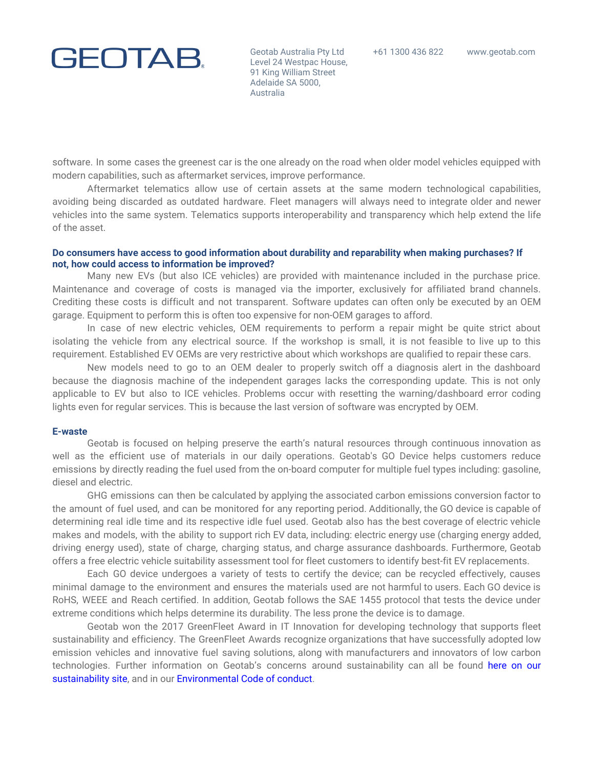software. In some cases the greenest car is the one already on the road when older model vehicles equipped with modern capabilities, such as aftermarket services, improve performance.

Aftermarket telematics allow use of certain assets at the same modern technological capabilities, avoiding being discarded as outdated hardware. Fleet managers will always need to integrate older and newer vehicles into the same system. Telematics supports interoperability and transparency which help extend the life of the asset.

**Do consumers have access to good information about durability and reparability when making purchases? If not, how could access to information be improved?**

Many new EVs (but also ICE vehicles) are provided with maintenance included in the purchase price. Maintenance and coverage of costs is managed via the importer, exclusively for affiliated brand channels. Crediting these costs is difficult and not transparent. Software updates can often only be executed by an OEM garage. Equipment to perform this is often too expensive for non-OEM garages to afford.

In case of new electric vehicles, OEM requirements to perform a repair might be quite strict about isolating the vehicle from any electrical source. If the workshop is small, it is not feasible to live up to this requirement. Established EV OEMs are very restrictive about which workshops are qualified to repair these cars.

New models need to go to an OEM dealer to properly switch off a diagnosis alert in the dashboard because the diagnosis machine of the independent garages lacks the corresponding update. This is not only applicable to EV but also to ICE vehicles. Problems occur with resetting the warning/dashboard error coding lights even for regular services. This is because the last version of software was encrypted by OEM.

**E-waste**

Geotab is focused on helping preserve the earth's natural resources through continuous innovation as well as the efficient use of materials in our daily operations. Geotab's GO Device helps customers reduce emissions by directly reading the fuel used from the on-board computer for multiple fuel types including: gasoline, diesel and electric.

GHG emissions can then be calculated by applying the associated carbon emissions conversion factor to the amount of fuel used, and can be monitored for any reporting period. Additionally, the GO device is capable of determining real idle time and its respective idle fuel used. Geotab also has the best coverage of electric vehicle makes and models, with the ability to support rich EV data, including: electric energy use (charging energy added, driving energy used), state of charge, charging status, and charge assurance dashboards. Furthermore, Geotab offers a free electric vehicle suitability assessment tool for fleet customers to identify best-fit EV replacements.

Each GO device undergoes a variety of tests to certify the device; can be recycled effectively, causes minimal damage to the environment and ensures the materials used are not harmful to users. Each GO device is RoHS, WEEE and Reach certified. In addition, Geotab follows the SAE 1455 protocol that tests the device under extreme conditions which helps determine its durability. The less prone the device is to damage.

Geotab won the 2017 GreenFleet Award in IT Innovation for developing technology that supports fleet sustainability and efficiency. The GreenFleet Awards recognize organizations that have successfully adopted low emission vehicles and innovative fuel saving solutions, along with manufacturers and innovators of low carbon technologies. Further information on Geotab's concerns around sustainability can all be found here on our sustainability site, and in our Environmental Code of conduct.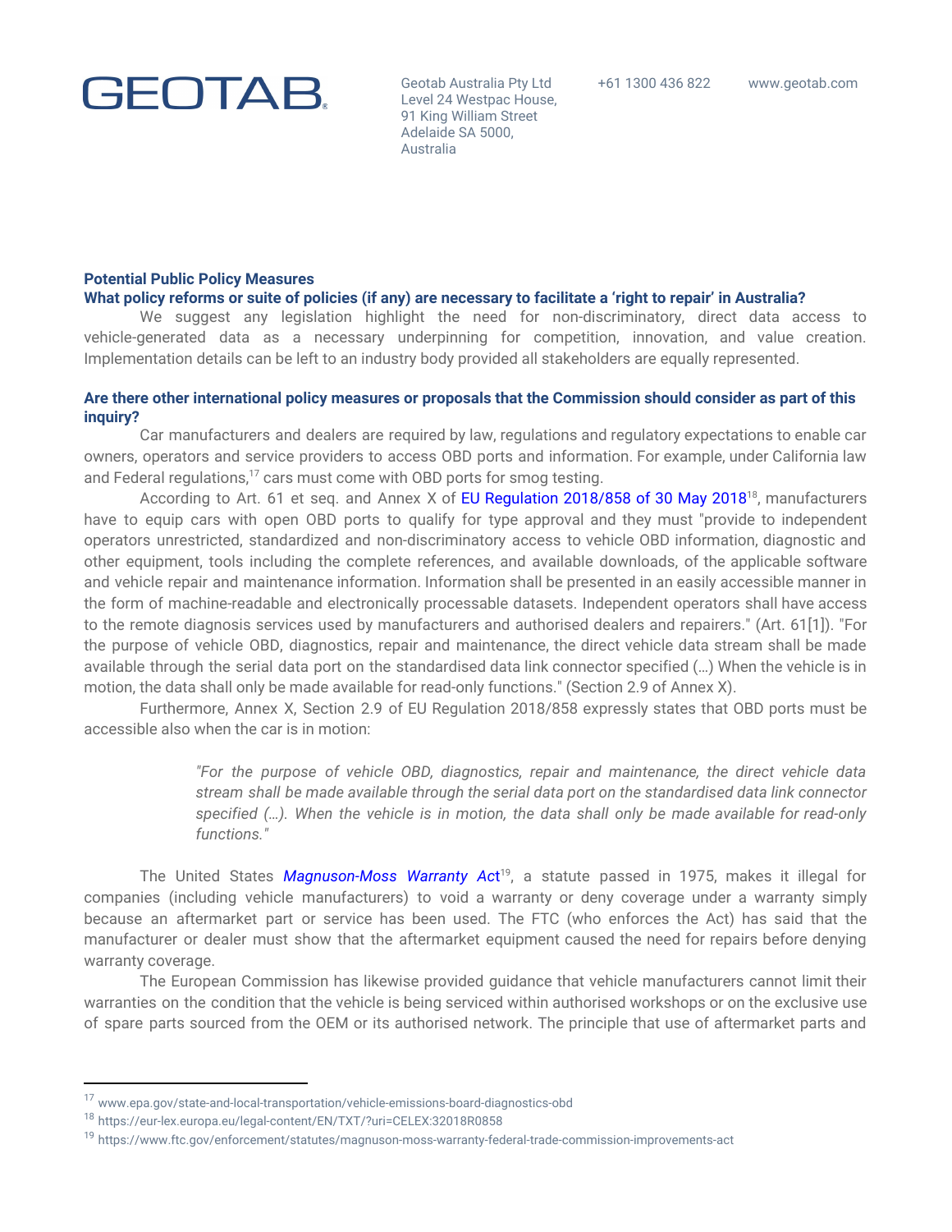**Potential Public Policy Measures**

**What policy reforms or suite of policies (if any) are necessary to facilitate a 'right to repair' in Australia?**

We suggest any legislation highlight the need for non-discriminatory, direct data access to vehicle-generated data as a necessary underpinning for competition, innovation, and value creation. Implementation details can be left to an industry body provided all stakeholders are equally represented.

**Are there other international policy measures or proposals that the Commission should consider as part of this inquiry?**

Car manufacturers and dealers are required by law, regulations and regulatory expectations to enable car owners, operators and service providers to access OBD ports and information. For example, under California law and Federal regulations,[17] cars must come with OBD ports for smog testing.

According to Art. 61 et seq. and Annex X of EU Regulation 2018/858 of 30 May 2018[18], manufacturers have to equip cars with open OBD ports to qualify for type approval and they must "provide to independent operators unrestricted, standardized and non-discriminatory access to vehicle OBD information, diagnostic and other equipment, tools including the complete references, and available downloads, of the applicable software and vehicle repair and maintenance information. Information shall be presented in an easily accessible manner in the form of machine-readable and electronically processable datasets. Independent operators shall have access to the remote diagnosis services used by manufacturers and authorised dealers and repairers." (Art. 61[1]). "For the purpose of vehicle OBD, diagnostics, repair and maintenance, the direct vehicle data stream shall be made available through the serial data port on the standardised data link connector specified (…) When the vehicle is in motion, the data shall only be made available for read-only functions." (Section 2.9 of Annex X).

Furthermore, Annex X, Section 2.9 of EU Regulation 2018/858 expressly states that OBD ports must be accessible also when the car is in motion:

> *"For the purpose of vehicle OBD, diagnostics, repair and maintenance, the direct vehicle data stream shall be made available through the serial data port on the standardised data link connector specified (…). When the vehicle is in motion, the data shall only be made available for read-only functions."*

The United States *Magnuson-Moss Warranty Act*[19], a statute passed in 1975, makes it illegal for companies (including vehicle manufacturers) to void a warranty or deny coverage under a warranty simply because an aftermarket part or service has been used. The FTC (who enforces the Act) has said that the manufacturer or dealer must show that the aftermarket equipment caused the need for repairs before denying warranty coverage.

The European Commission has likewise provided guidance that vehicle manufacturers cannot limit their warranties on the condition that the vehicle is being serviced within authorised workshops or on the exclusive use of spare parts sourced from the OEM or its authorised network. The principle that use of aftermarket parts and

---

[17] www.epa.gov/state-and-local-transportation/vehicle-emissions-board-diagnostics-obd

[18] https://eur-lex.europa.eu/legal-content/EN/TXT/?uri=CELEX:32018R0858

[19] https://www.ftc.gov/enforcement/statutes/magnuson-moss-warranty-federal-trade-commission-improvements-act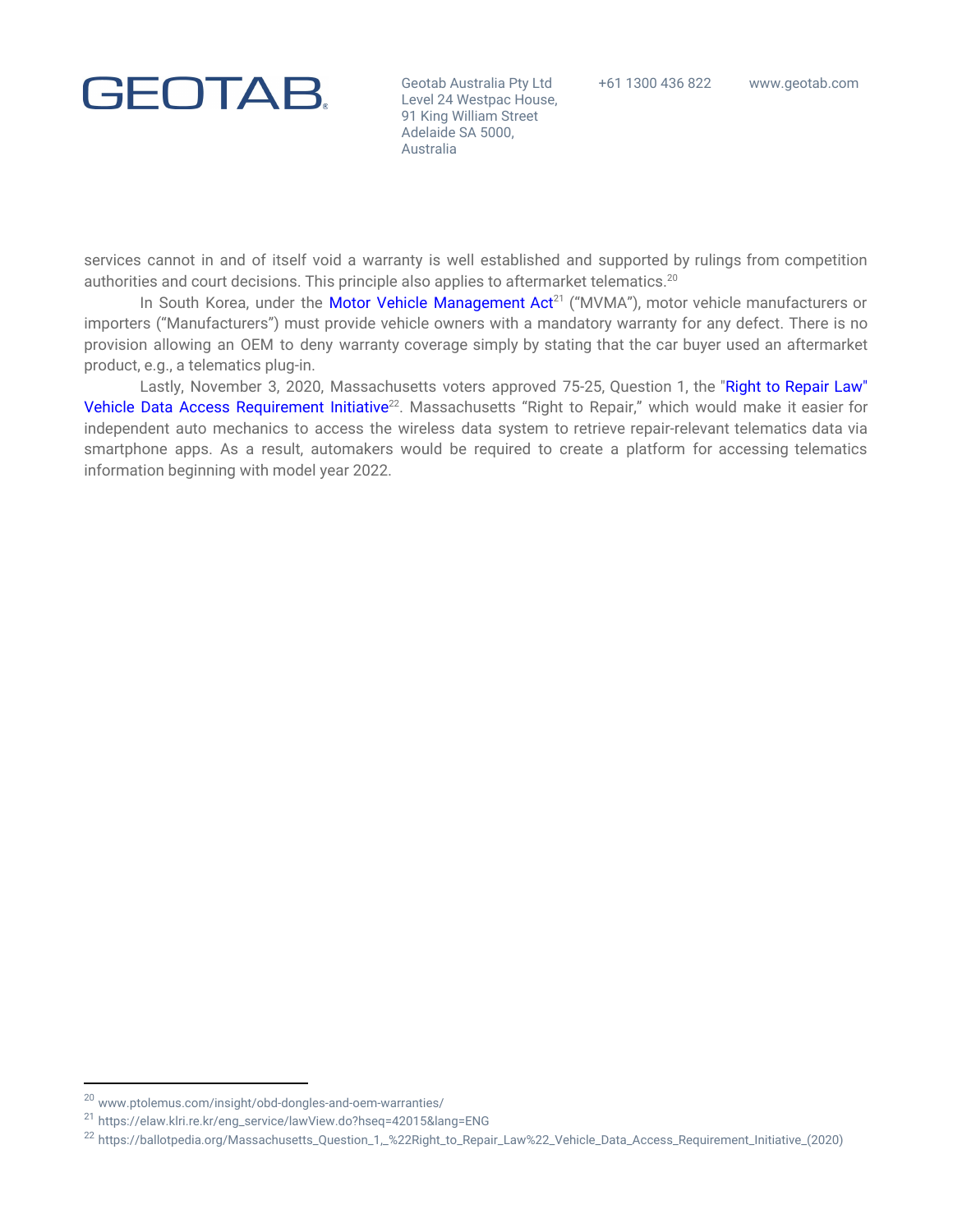services cannot in and of itself void a warranty is well established and supported by rulings from competition authorities and court decisions. This principle also applies to aftermarket telematics.[20]

In South Korea, under the Motor Vehicle Management Act[21] ("MVMA"), motor vehicle manufacturers or importers ("Manufacturers") must provide vehicle owners with a mandatory warranty for any defect. There is no provision allowing an OEM to deny warranty coverage simply by stating that the car buyer used an aftermarket product, e.g., a telematics plug-in.

Lastly, November 3, 2020, Massachusetts voters approved 75-25, Question 1, the "Right to Repair Law" Vehicle Data Access Requirement Initiative[22]. Massachusetts "Right to Repair," which would make it easier for independent auto mechanics to access the wireless data system to retrieve repair-relevant telematics data via smartphone apps. As a result, automakers would be required to create a platform for accessing telematics information beginning with model year 2022.

---

[20] www.ptolemus.com/insight/obd-dongles-and-oem-warranties/

[21] https://elaw.klri.re.kr/eng_service/lawView.do?hseq=42015&lang=ENG

[22] https://ballotpedia.org/Massachusetts_Question_1,_%22Right_to_Repair_Law%22_Vehicle_Data_Access_Requirement_Initiative_(2020)